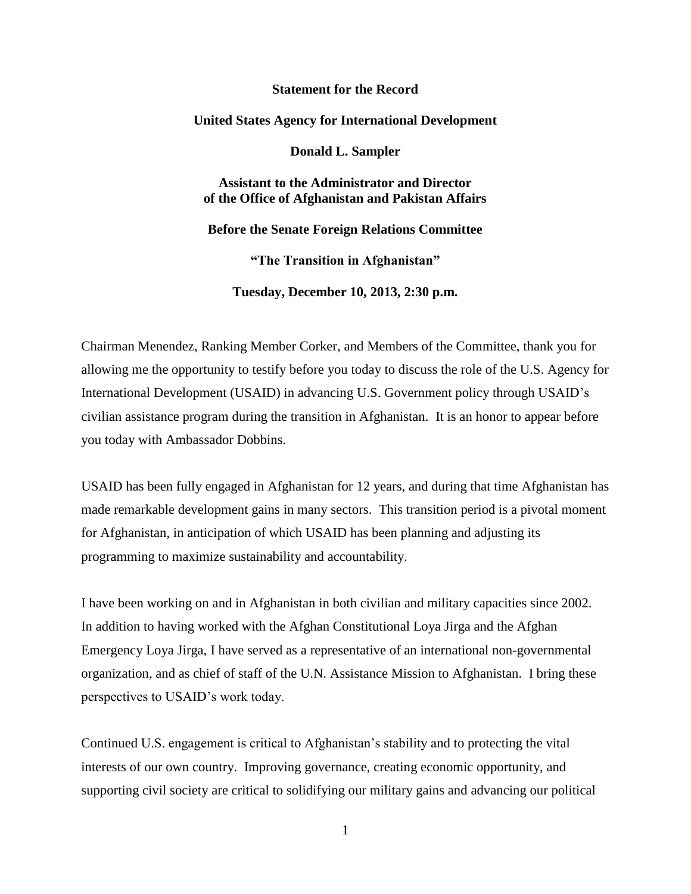**Statement for the Record**

**United States Agency for International Development**

**Donald L. Sampler**

**Assistant to the Administrator and Director of the Office of Afghanistan and Pakistan Affairs**

**Before the Senate Foreign Relations Committee**

**"The Transition in Afghanistan"**

**Tuesday, December 10, 2013, 2:30 p.m.**

Chairman Menendez, Ranking Member Corker, and Members of the Committee, thank you for allowing me the opportunity to testify before you today to discuss the role of the U.S. Agency for International Development (USAID) in advancing U.S. Government policy through USAID's civilian assistance program during the transition in Afghanistan. It is an honor to appear before you today with Ambassador Dobbins.

USAID has been fully engaged in Afghanistan for 12 years, and during that time Afghanistan has made remarkable development gains in many sectors. This transition period is a pivotal moment for Afghanistan, in anticipation of which USAID has been planning and adjusting its programming to maximize sustainability and accountability.

I have been working on and in Afghanistan in both civilian and military capacities since 2002. In addition to having worked with the Afghan Constitutional Loya Jirga and the Afghan Emergency Loya Jirga, I have served as a representative of an international non-governmental organization, and as chief of staff of the U.N. Assistance Mission to Afghanistan. I bring these perspectives to USAID's work today.

Continued U.S. engagement is critical to Afghanistan's stability and to protecting the vital interests of our own country. Improving governance, creating economic opportunity, and supporting civil society are critical to solidifying our military gains and advancing our political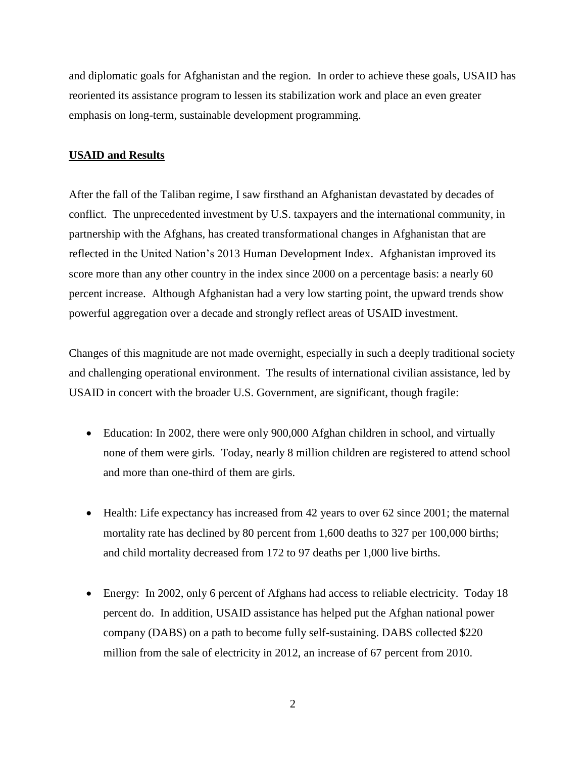and diplomatic goals for Afghanistan and the region. In order to achieve these goals, USAID has reoriented its assistance program to lessen its stabilization work and place an even greater emphasis on long-term, sustainable development programming.

## **USAID and Results**

After the fall of the Taliban regime, I saw firsthand an Afghanistan devastated by decades of conflict. The unprecedented investment by U.S. taxpayers and the international community, in partnership with the Afghans, has created transformational changes in Afghanistan that are reflected in the United Nation's 2013 Human Development Index. Afghanistan improved its score more than any other country in the index since 2000 on a percentage basis: a nearly 60 percent increase. Although Afghanistan had a very low starting point, the upward trends show powerful aggregation over a decade and strongly reflect areas of USAID investment.

Changes of this magnitude are not made overnight, especially in such a deeply traditional society and challenging operational environment. The results of international civilian assistance, led by USAID in concert with the broader U.S. Government, are significant, though fragile:

- Education: In 2002, there were only 900,000 Afghan children in school, and virtually none of them were girls. Today, nearly 8 million children are registered to attend school and more than one-third of them are girls.
- Health: Life expectancy has increased from 42 years to over 62 since 2001; the maternal mortality rate has declined by 80 percent from 1,600 deaths to 327 per 100,000 births; and child mortality decreased from 172 to 97 deaths per 1,000 live births.
- Energy: In 2002, only 6 percent of Afghans had access to reliable electricity. Today 18 percent do. In addition, USAID assistance has helped put the Afghan national power company (DABS) on a path to become fully self-sustaining. DABS collected $220 million from the sale of electricity in 2012, an increase of 67 percent from 2010.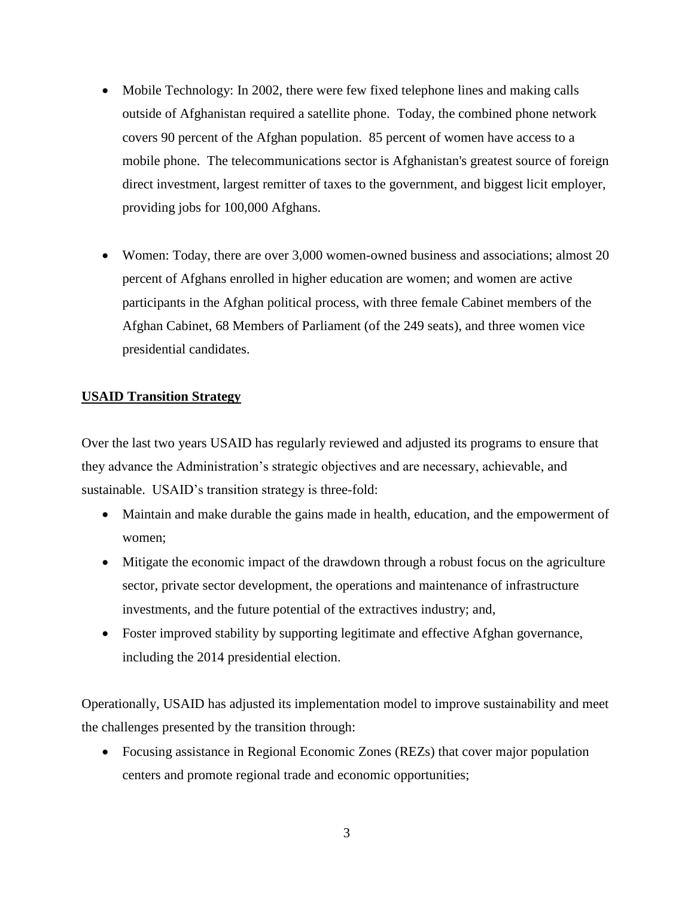- Mobile Technology: In 2002, there were few fixed telephone lines and making calls outside of Afghanistan required a satellite phone. Today, the combined phone network covers 90 percent of the Afghan population. 85 percent of women have access to a mobile phone. The telecommunications sector is Afghanistan's greatest source of foreign direct investment, largest remitter of taxes to the government, and biggest licit employer, providing jobs for 100,000 Afghans.

- Women: Today, there are over 3,000 women-owned business and associations; almost 20 percent of Afghans enrolled in higher education are women; and women are active participants in the Afghan political process, with three female Cabinet members of the Afghan Cabinet, 68 Members of Parliament (of the 249 seats), and three women vice presidential candidates.

**USAID Transition Strategy**

Over the last two years USAID has regularly reviewed and adjusted its programs to ensure that they advance the Administration's strategic objectives and are necessary, achievable, and sustainable. USAID's transition strategy is three-fold:

- Maintain and make durable the gains made in health, education, and the empowerment of women;
- Mitigate the economic impact of the drawdown through a robust focus on the agriculture sector, private sector development, the operations and maintenance of infrastructure investments, and the future potential of the extractives industry; and,
- Foster improved stability by supporting legitimate and effective Afghan governance, including the 2014 presidential election.

Operationally, USAID has adjusted its implementation model to improve sustainability and meet the challenges presented by the transition through:

- Focusing assistance in Regional Economic Zones (REZs) that cover major population centers and promote regional trade and economic opportunities;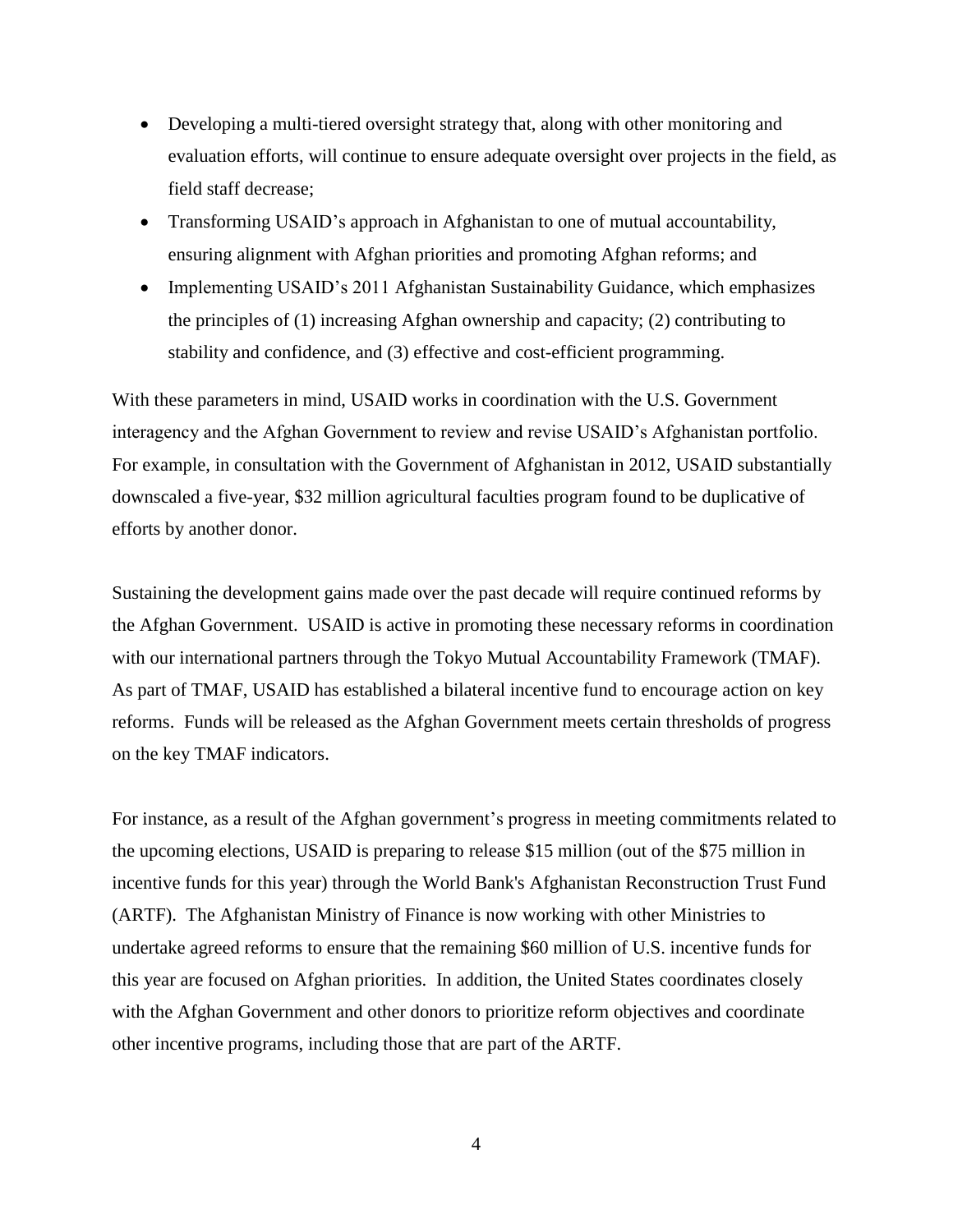- Developing a multi-tiered oversight strategy that, along with other monitoring and evaluation efforts, will continue to ensure adequate oversight over projects in the field, as field staff decrease;
- Transforming USAID's approach in Afghanistan to one of mutual accountability, ensuring alignment with Afghan priorities and promoting Afghan reforms; and
- Implementing USAID's 2011 Afghanistan Sustainability Guidance, which emphasizes the principles of (1) increasing Afghan ownership and capacity; (2) contributing to stability and confidence, and (3) effective and cost-efficient programming.

With these parameters in mind, USAID works in coordination with the U.S. Government interagency and the Afghan Government to review and revise USAID's Afghanistan portfolio. For example, in consultation with the Government of Afghanistan in 2012, USAID substantially downscaled a five-year, $32 million agricultural faculties program found to be duplicative of efforts by another donor.

Sustaining the development gains made over the past decade will require continued reforms by the Afghan Government. USAID is active in promoting these necessary reforms in coordination with our international partners through the Tokyo Mutual Accountability Framework (TMAF). As part of TMAF, USAID has established a bilateral incentive fund to encourage action on key reforms. Funds will be released as the Afghan Government meets certain thresholds of progress on the key TMAF indicators.

For instance, as a result of the Afghan government's progress in meeting commitments related to the upcoming elections, USAID is preparing to release $15 million (out of the $75 million in incentive funds for this year) through the World Bank's Afghanistan Reconstruction Trust Fund (ARTF). The Afghanistan Ministry of Finance is now working with other Ministries to undertake agreed reforms to ensure that the remaining $60 million of U.S. incentive funds for this year are focused on Afghan priorities. In addition, the United States coordinates closely with the Afghan Government and other donors to prioritize reform objectives and coordinate other incentive programs, including those that are part of the ARTF.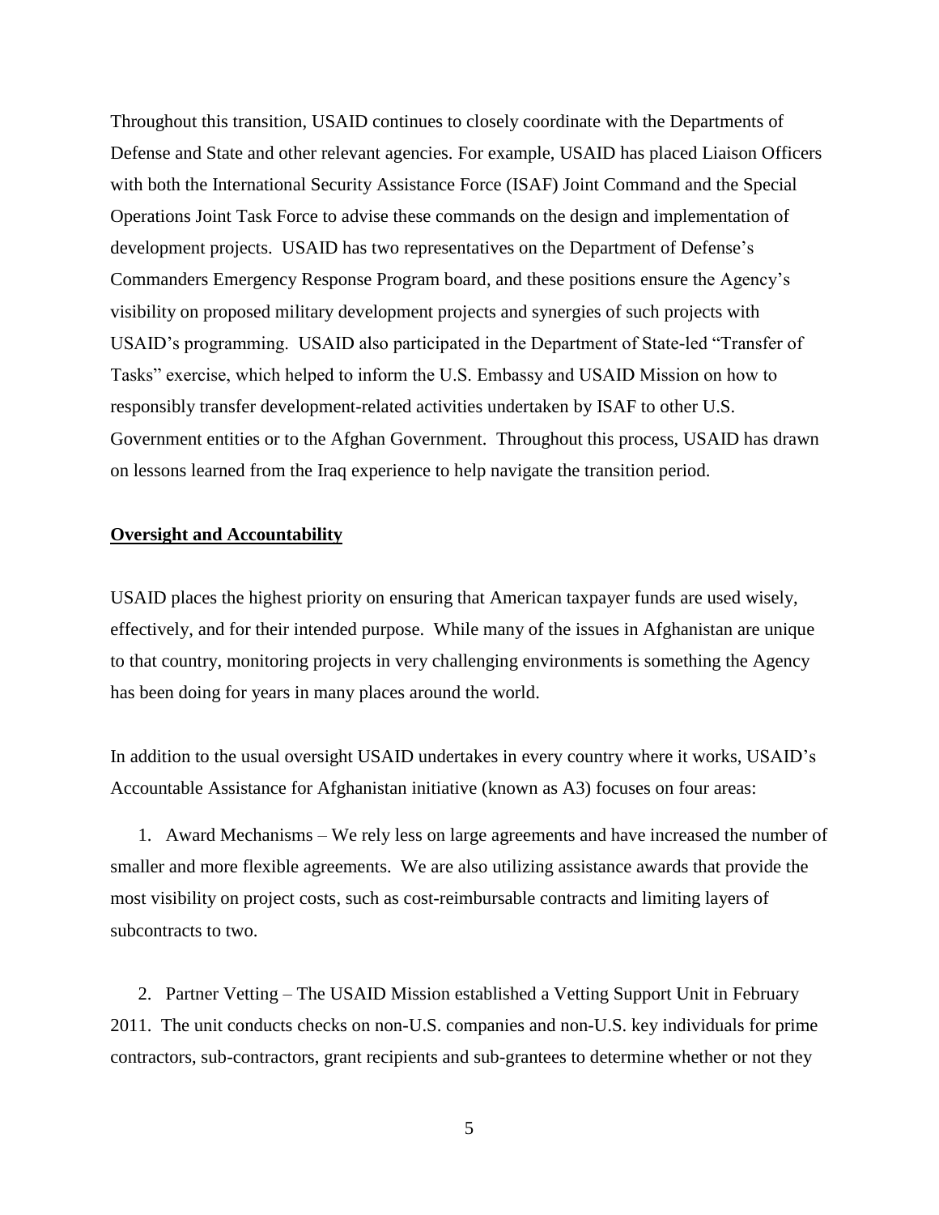Throughout this transition, USAID continues to closely coordinate with the Departments of Defense and State and other relevant agencies. For example, USAID has placed Liaison Officers with both the International Security Assistance Force (ISAF) Joint Command and the Special Operations Joint Task Force to advise these commands on the design and implementation of development projects. USAID has two representatives on the Department of Defense's Commanders Emergency Response Program board, and these positions ensure the Agency's visibility on proposed military development projects and synergies of such projects with USAID's programming. USAID also participated in the Department of State-led "Transfer of Tasks" exercise, which helped to inform the U.S. Embassy and USAID Mission on how to responsibly transfer development-related activities undertaken by ISAF to other U.S. Government entities or to the Afghan Government. Throughout this process, USAID has drawn on lessons learned from the Iraq experience to help navigate the transition period.

**Oversight and Accountability**

USAID places the highest priority on ensuring that American taxpayer funds are used wisely, effectively, and for their intended purpose. While many of the issues in Afghanistan are unique to that country, monitoring projects in very challenging environments is something the Agency has been doing for years in many places around the world.

In addition to the usual oversight USAID undertakes in every country where it works, USAID's Accountable Assistance for Afghanistan initiative (known as A3) focuses on four areas:

1. Award Mechanisms – We rely less on large agreements and have increased the number of smaller and more flexible agreements. We are also utilizing assistance awards that provide the most visibility on project costs, such as cost-reimbursable contracts and limiting layers of subcontracts to two.

2. Partner Vetting – The USAID Mission established a Vetting Support Unit in February 2011. The unit conducts checks on non-U.S. companies and non-U.S. key individuals for prime contractors, sub-contractors, grant recipients and sub-grantees to determine whether or not they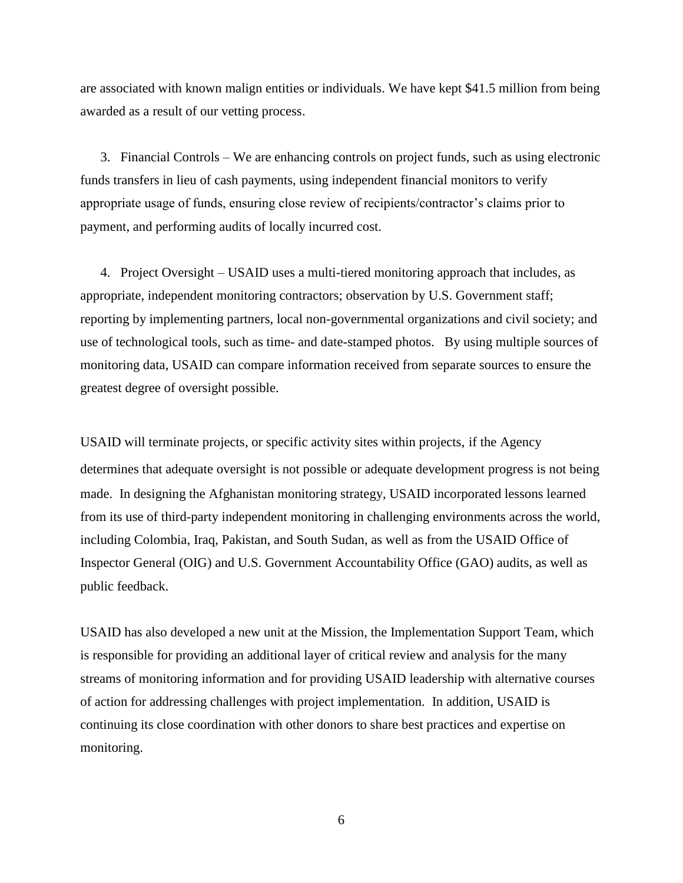are associated with known malign entities or individuals. We have kept $41.5 million from being awarded as a result of our vetting process.

3. Financial Controls – We are enhancing controls on project funds, such as using electronic funds transfers in lieu of cash payments, using independent financial monitors to verify appropriate usage of funds, ensuring close review of recipients/contractor's claims prior to payment, and performing audits of locally incurred cost.

4. Project Oversight – USAID uses a multi-tiered monitoring approach that includes, as appropriate, independent monitoring contractors; observation by U.S. Government staff; reporting by implementing partners, local non-governmental organizations and civil society; and use of technological tools, such as time- and date-stamped photos. By using multiple sources of monitoring data, USAID can compare information received from separate sources to ensure the greatest degree of oversight possible.

USAID will terminate projects, or specific activity sites within projects, if the Agency determines that adequate oversight is not possible or adequate development progress is not being made. In designing the Afghanistan monitoring strategy, USAID incorporated lessons learned from its use of third-party independent monitoring in challenging environments across the world, including Colombia, Iraq, Pakistan, and South Sudan, as well as from the USAID Office of Inspector General (OIG) and U.S. Government Accountability Office (GAO) audits, as well as public feedback.

USAID has also developed a new unit at the Mission, the Implementation Support Team, which is responsible for providing an additional layer of critical review and analysis for the many streams of monitoring information and for providing USAID leadership with alternative courses of action for addressing challenges with project implementation. In addition, USAID is continuing its close coordination with other donors to share best practices and expertise on monitoring.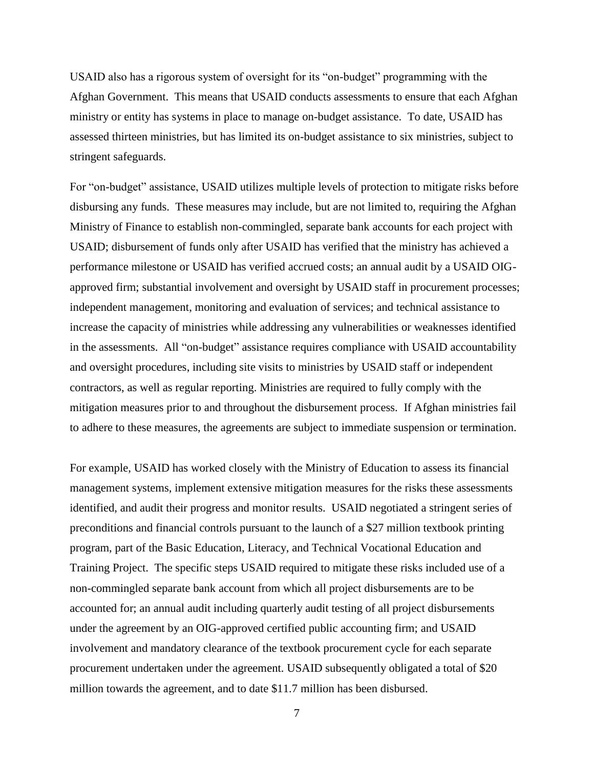USAID also has a rigorous system of oversight for its “on-budget” programming with the Afghan Government. This means that USAID conducts assessments to ensure that each Afghan ministry or entity has systems in place to manage on-budget assistance. To date, USAID has assessed thirteen ministries, but has limited its on-budget assistance to six ministries, subject to stringent safeguards.

For “on-budget” assistance, USAID utilizes multiple levels of protection to mitigate risks before disbursing any funds. These measures may include, but are not limited to, requiring the Afghan Ministry of Finance to establish non-commingled, separate bank accounts for each project with USAID; disbursement of funds only after USAID has verified that the ministry has achieved a performance milestone or USAID has verified accrued costs; an annual audit by a USAID OIG-approved firm; substantial involvement and oversight by USAID staff in procurement processes; independent management, monitoring and evaluation of services; and technical assistance to increase the capacity of ministries while addressing any vulnerabilities or weaknesses identified in the assessments. All “on-budget” assistance requires compliance with USAID accountability and oversight procedures, including site visits to ministries by USAID staff or independent contractors, as well as regular reporting. Ministries are required to fully comply with the mitigation measures prior to and throughout the disbursement process. If Afghan ministries fail to adhere to these measures, the agreements are subject to immediate suspension or termination.

For example, USAID has worked closely with the Ministry of Education to assess its financial management systems, implement extensive mitigation measures for the risks these assessments identified, and audit their progress and monitor results. USAID negotiated a stringent series of preconditions and financial controls pursuant to the launch of a $27 million textbook printing program, part of the Basic Education, Literacy, and Technical Vocational Education and Training Project. The specific steps USAID required to mitigate these risks included use of a non-commingled separate bank account from which all project disbursements are to be accounted for; an annual audit including quarterly audit testing of all project disbursements under the agreement by an OIG-approved certified public accounting firm; and USAID involvement and mandatory clearance of the textbook procurement cycle for each separate procurement undertaken under the agreement. USAID subsequently obligated a total of $20 million towards the agreement, and to date $11.7 million has been disbursed.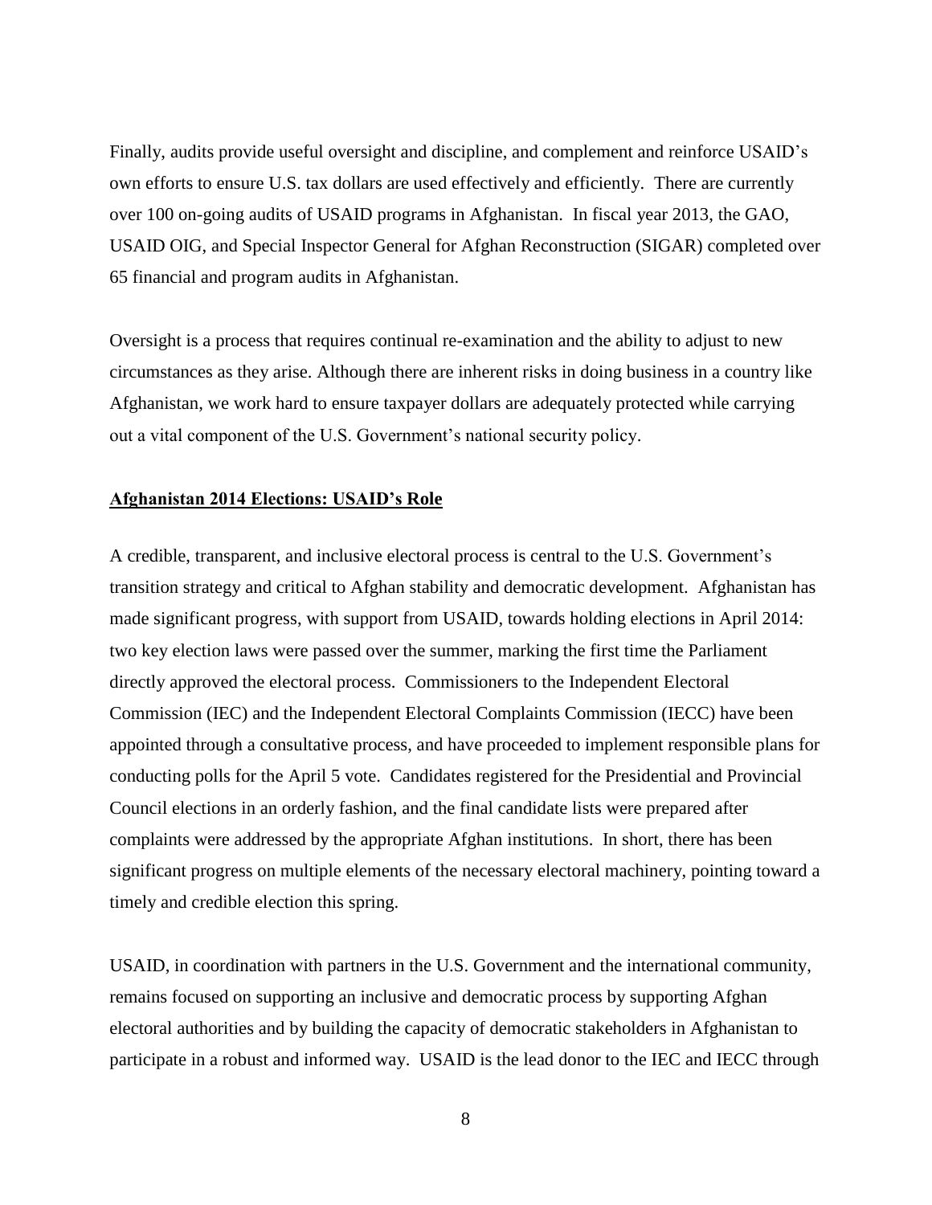Finally, audits provide useful oversight and discipline, and complement and reinforce USAID's own efforts to ensure U.S. tax dollars are used effectively and efficiently. There are currently over 100 on-going audits of USAID programs in Afghanistan. In fiscal year 2013, the GAO, USAID OIG, and Special Inspector General for Afghan Reconstruction (SIGAR) completed over 65 financial and program audits in Afghanistan.

Oversight is a process that requires continual re-examination and the ability to adjust to new circumstances as they arise. Although there are inherent risks in doing business in a country like Afghanistan, we work hard to ensure taxpayer dollars are adequately protected while carrying out a vital component of the U.S. Government's national security policy.

## Afghanistan 2014 Elections: USAID's Role

A credible, transparent, and inclusive electoral process is central to the U.S. Government's transition strategy and critical to Afghan stability and democratic development. Afghanistan has made significant progress, with support from USAID, towards holding elections in April 2014: two key election laws were passed over the summer, marking the first time the Parliament directly approved the electoral process. Commissioners to the Independent Electoral Commission (IEC) and the Independent Electoral Complaints Commission (IECC) have been appointed through a consultative process, and have proceeded to implement responsible plans for conducting polls for the April 5 vote. Candidates registered for the Presidential and Provincial Council elections in an orderly fashion, and the final candidate lists were prepared after complaints were addressed by the appropriate Afghan institutions. In short, there has been significant progress on multiple elements of the necessary electoral machinery, pointing toward a timely and credible election this spring.

USAID, in coordination with partners in the U.S. Government and the international community, remains focused on supporting an inclusive and democratic process by supporting Afghan electoral authorities and by building the capacity of democratic stakeholders in Afghanistan to participate in a robust and informed way. USAID is the lead donor to the IEC and IECC through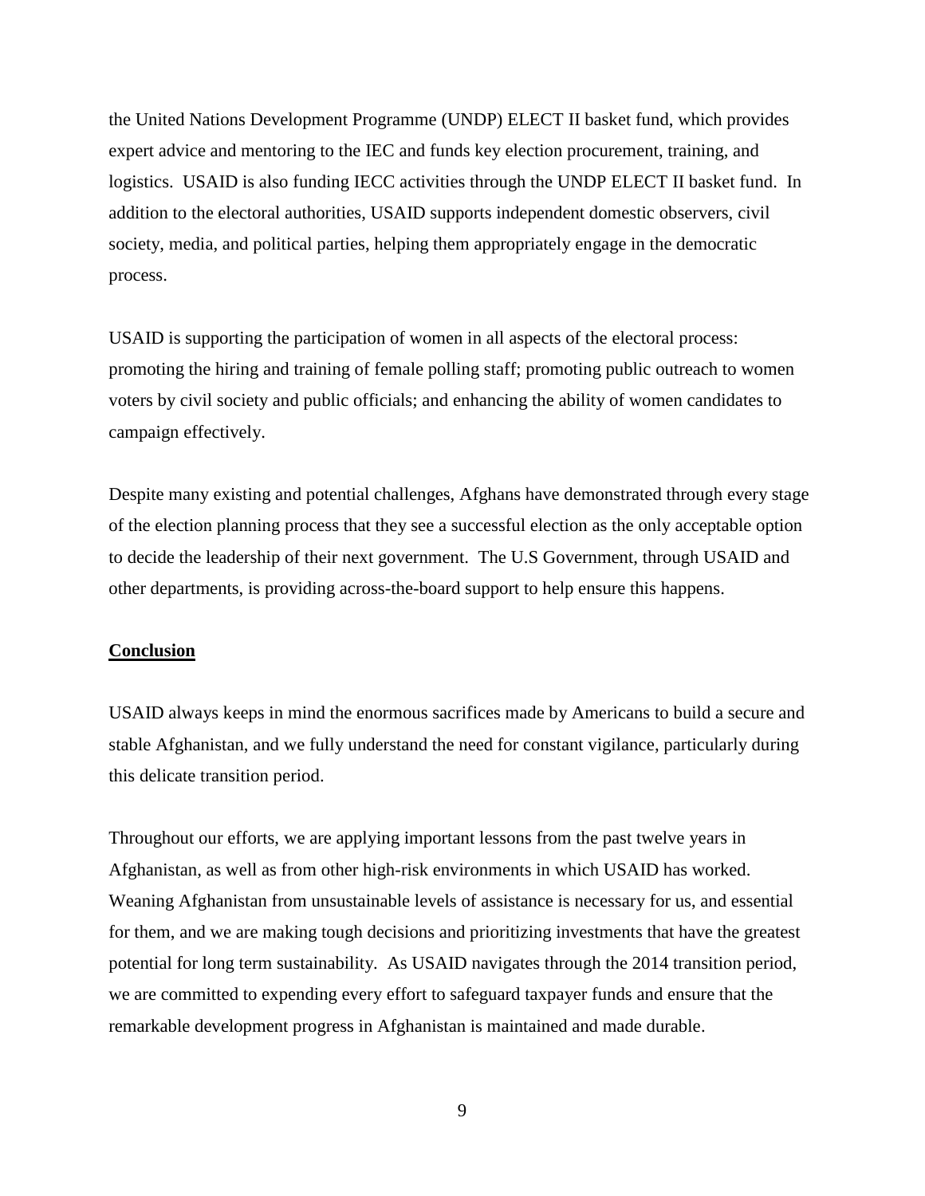the United Nations Development Programme (UNDP) ELECT II basket fund, which provides expert advice and mentoring to the IEC and funds key election procurement, training, and logistics. USAID is also funding IECC activities through the UNDP ELECT II basket fund. In addition to the electoral authorities, USAID supports independent domestic observers, civil society, media, and political parties, helping them appropriately engage in the democratic process.

USAID is supporting the participation of women in all aspects of the electoral process: promoting the hiring and training of female polling staff; promoting public outreach to women voters by civil society and public officials; and enhancing the ability of women candidates to campaign effectively.

Despite many existing and potential challenges, Afghans have demonstrated through every stage of the election planning process that they see a successful election as the only acceptable option to decide the leadership of their next government. The U.S Government, through USAID and other departments, is providing across-the-board support to help ensure this happens.

## Conclusion

USAID always keeps in mind the enormous sacrifices made by Americans to build a secure and stable Afghanistan, and we fully understand the need for constant vigilance, particularly during this delicate transition period.

Throughout our efforts, we are applying important lessons from the past twelve years in Afghanistan, as well as from other high-risk environments in which USAID has worked. Weaning Afghanistan from unsustainable levels of assistance is necessary for us, and essential for them, and we are making tough decisions and prioritizing investments that have the greatest potential for long term sustainability. As USAID navigates through the 2014 transition period, we are committed to expending every effort to safeguard taxpayer funds and ensure that the remarkable development progress in Afghanistan is maintained and made durable.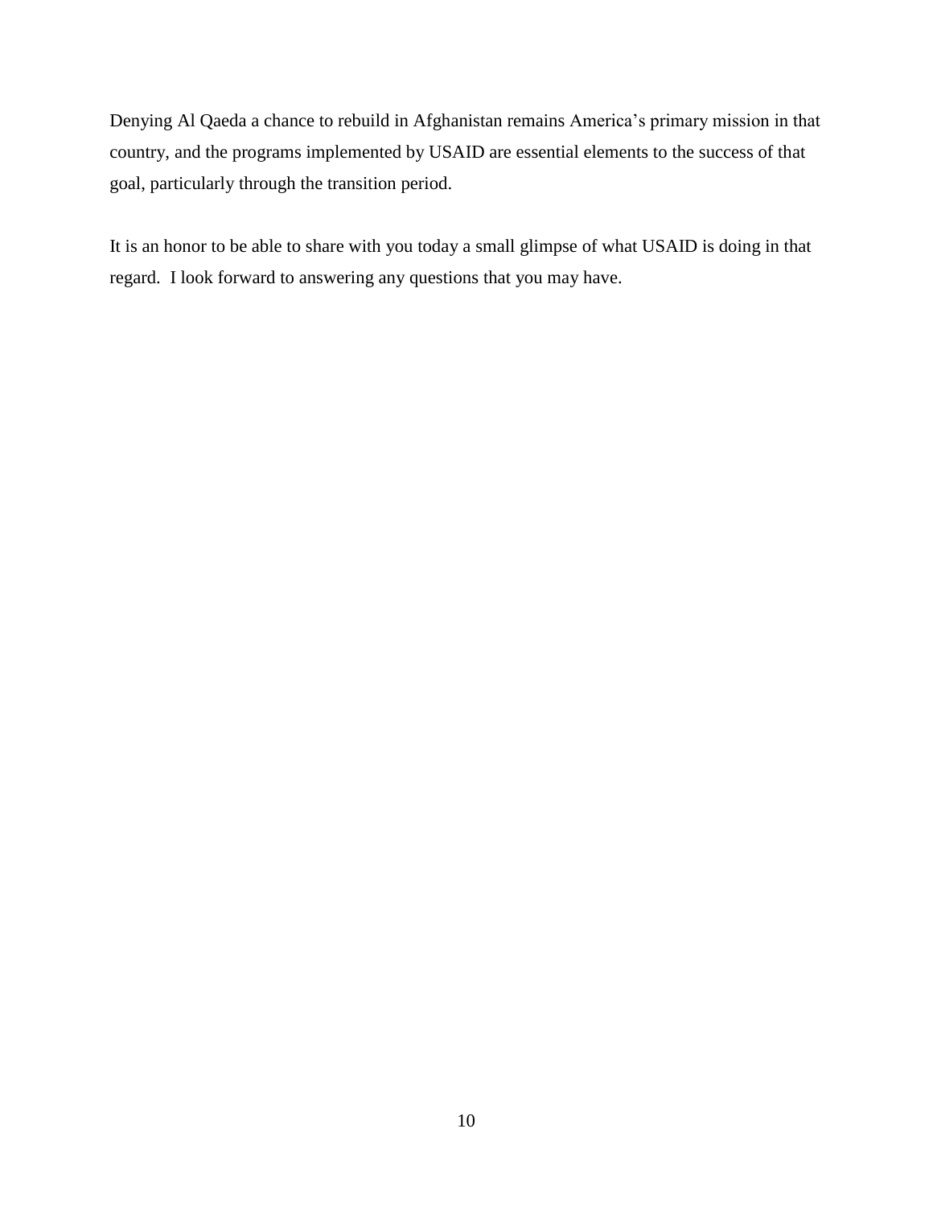Denying Al Qaeda a chance to rebuild in Afghanistan remains America's primary mission in that country, and the programs implemented by USAID are essential elements to the success of that goal, particularly through the transition period.

It is an honor to be able to share with you today a small glimpse of what USAID is doing in that regard. I look forward to answering any questions that you may have.